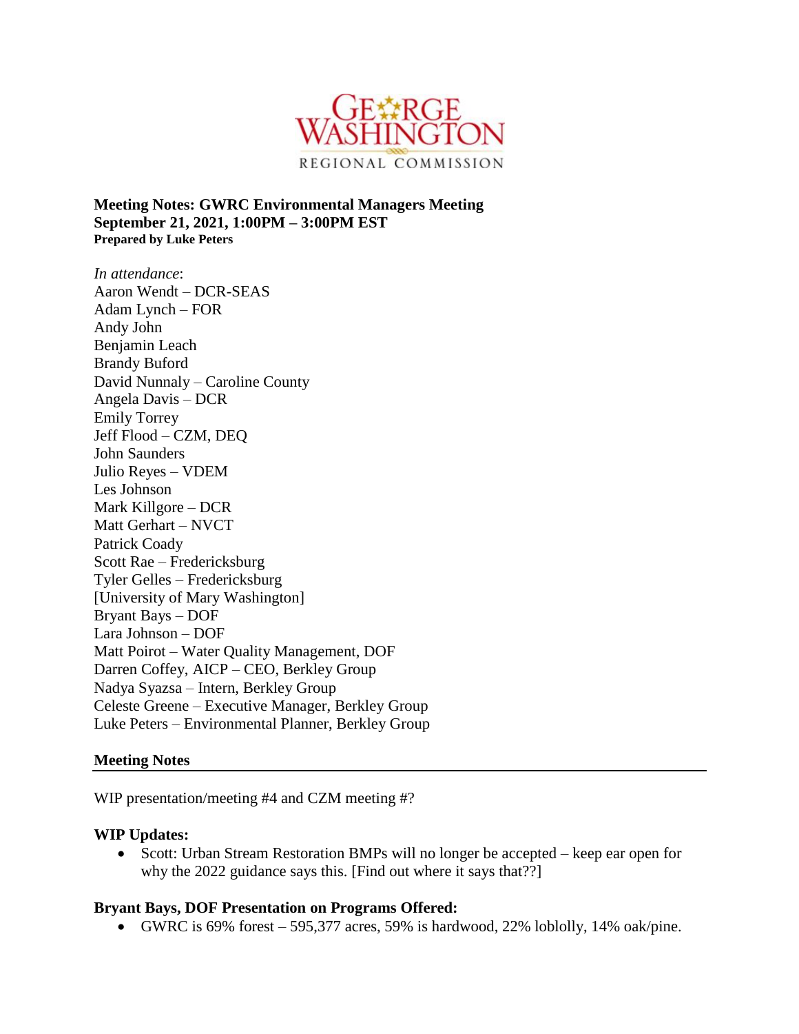**Meeting Notes: GWRC Environmental Managers Meeting**
**September 21, 2021, 1:00PM – 3:00PM EST**
**Prepared by Luke Peters**

*In attendance*:
Aaron Wendt – DCR-SEAS
Adam Lynch – FOR
Andy John
Benjamin Leach
Brandy Buford
David Nunnaly – Caroline County
Angela Davis – DCR
Emily Torrey
Jeff Flood – CZM, DEQ
John Saunders
Julio Reyes – VDEM
Les Johnson
Mark Killgore – DCR
Matt Gerhart – NVCT
Patrick Coady
Scott Rae – Fredericksburg
Tyler Gelles – Fredericksburg
[University of Mary Washington]
Bryant Bays – DOF
Lara Johnson – DOF
Matt Poirot – Water Quality Management, DOF
Darren Coffey, AICP – CEO, Berkley Group
Nadya Syazsa – Intern, Berkley Group
Celeste Greene – Executive Manager, Berkley Group
Luke Peters – Environmental Planner, Berkley Group

## Meeting Notes

WIP presentation/meeting #4 and CZM meeting #?

### WIP Updates:

- Scott: Urban Stream Restoration BMPs will no longer be accepted – keep ear open for why the 2022 guidance says this. [Find out where it says that??]

### Bryant Bays, DOF Presentation on Programs Offered:

- GWRC is 69% forest – 595,377 acres, 59% is hardwood, 22% loblolly, 14% oak/pine.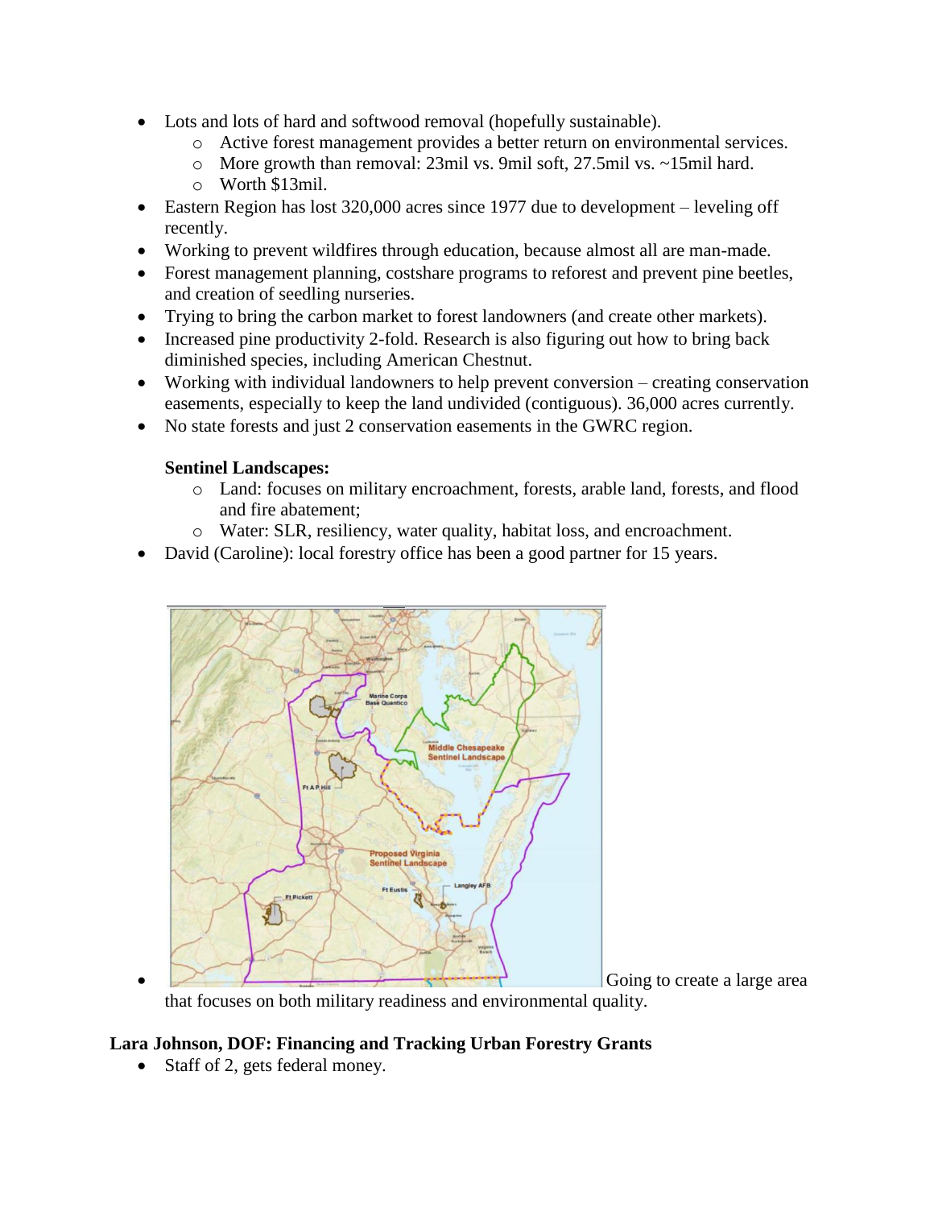- Lots and lots of hard and softwood removal (hopefully sustainable).
  - Active forest management provides a better return on environmental services.
  - More growth than removal: 23mil vs. 9mil soft, 27.5mil vs. ~15mil hard.
  - Worth $13mil.
- Eastern Region has lost 320,000 acres since 1977 due to development – leveling off recently.
- Working to prevent wildfires through education, because almost all are man-made.
- Forest management planning, costshare programs to reforest and prevent pine beetles, and creation of seedling nurseries.
- Trying to bring the carbon market to forest landowners (and create other markets).
- Increased pine productivity 2-fold. Research is also figuring out how to bring back diminished species, including American Chestnut.
- Working with individual landowners to help prevent conversion – creating conservation easements, especially to keep the land undivided (contiguous). 36,000 acres currently.
- No state forests and just 2 conservation easements in the GWRC region.

  **Sentinel Landscapes:**
  - Land: focuses on military encroachment, forests, arable land, forests, and flood and fire abatement;
  - Water: SLR, resiliency, water quality, habitat loss, and encroachment.
- David (Caroline): local forestry office has been a good partner for 15 years.
- Going to create a large area that focuses on both military readiness and environmental quality.

### Lara Johnson, DOF: Financing and Tracking Urban Forestry Grants

- Staff of 2, gets federal money.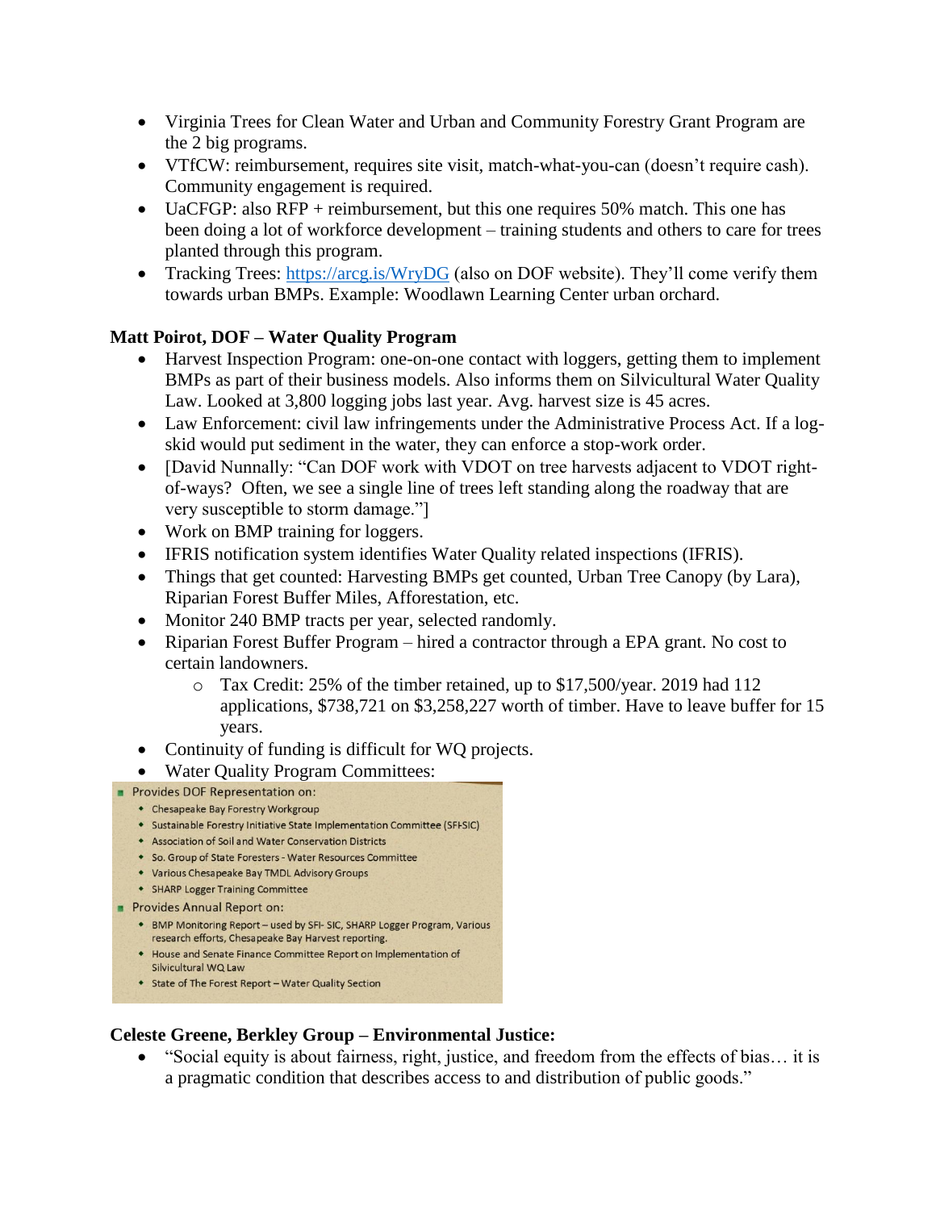- Virginia Trees for Clean Water and Urban and Community Forestry Grant Program are the 2 big programs.
- VTfCW: reimbursement, requires site visit, match-what-you-can (doesn't require cash). Community engagement is required.
- UaCFGP: also RFP + reimbursement, but this one requires 50% match. This one has been doing a lot of workforce development – training students and others to care for trees planted through this program.
- Tracking Trees: https://arcg.is/WryDG (also on DOF website). They'll come verify them towards urban BMPs. Example: Woodlawn Learning Center urban orchard.

**Matt Poirot, DOF – Water Quality Program**

- Harvest Inspection Program: one-on-one contact with loggers, getting them to implement BMPs as part of their business models. Also informs them on Silvicultural Water Quality Law. Looked at 3,800 logging jobs last year. Avg. harvest size is 45 acres.
- Law Enforcement: civil law infringements under the Administrative Process Act. If a log-skid would put sediment in the water, they can enforce a stop-work order.
- [David Nunnally: "Can DOF work with VDOT on tree harvests adjacent to VDOT right-of-ways? Often, we see a single line of trees left standing along the roadway that are very susceptible to storm damage."]
- Work on BMP training for loggers.
- IFRIS notification system identifies Water Quality related inspections (IFRIS).
- Things that get counted: Harvesting BMPs get counted, Urban Tree Canopy (by Lara), Riparian Forest Buffer Miles, Afforestation, etc.
- Monitor 240 BMP tracts per year, selected randomly.
- Riparian Forest Buffer Program – hired a contractor through a EPA grant. No cost to certain landowners.
  - Tax Credit: 25% of the timber retained, up to $17,500/year. 2019 had 112 applications, $738,721 on $3,258,227 worth of timber. Have to leave buffer for 15 years.
- Continuity of funding is difficult for WQ projects.
- Water Quality Program Committees:

- Provides DOF Representation on:
  - Chesapeake Bay Forestry Workgroup
  - Sustainable Forestry Initiative State Implementation Committee (SFI-SIC)
  - Association of Soil and Water Conservation Districts
  - So. Group of State Foresters - Water Resources Committee
  - Various Chesapeake Bay TMDL Advisory Groups
  - SHARP Logger Training Committee
- Provides Annual Report on:
  - BMP Monitoring Report – used by SFI- SIC, SHARP Logger Program, Various research efforts, Chesapeake Bay Harvest reporting.
  - House and Senate Finance Committee Report on Implementation of Silvicultural WQ Law
  - State of The Forest Report – Water Quality Section

**Celeste Greene, Berkley Group – Environmental Justice:**

- "Social equity is about fairness, right, justice, and freedom from the effects of bias… it is a pragmatic condition that describes access to and distribution of public goods."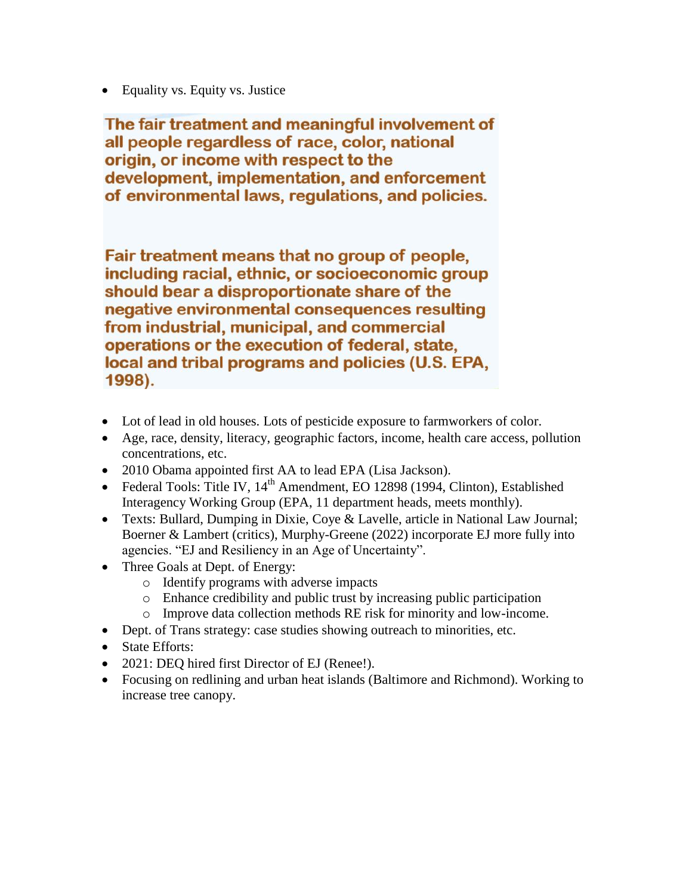- Equality vs. Equity vs. Justice

**The fair treatment and meaningful involvement of all people regardless of race, color, national origin, or income with respect to the development, implementation, and enforcement of environmental laws, regulations, and policies.**

**Fair treatment means that no group of people, including racial, ethnic, or socioeconomic group should bear a disproportionate share of the negative environmental consequences resulting from industrial, municipal, and commercial operations or the execution of federal, state, local and tribal programs and policies (U.S. EPA, 1998).**

- Lot of lead in old houses. Lots of pesticide exposure to farmworkers of color.
- Age, race, density, literacy, geographic factors, income, health care access, pollution concentrations, etc.
- 2010 Obama appointed first AA to lead EPA (Lisa Jackson).
- Federal Tools: Title IV, 14th Amendment, EO 12898 (1994, Clinton), Established Interagency Working Group (EPA, 11 department heads, meets monthly).
- Texts: Bullard, Dumping in Dixie, Coye & Lavelle, article in National Law Journal; Boerner & Lambert (critics), Murphy-Greene (2022) incorporate EJ more fully into agencies. "EJ and Resiliency in an Age of Uncertainty".
- Three Goals at Dept. of Energy:
  - Identify programs with adverse impacts
  - Enhance credibility and public trust by increasing public participation
  - Improve data collection methods RE risk for minority and low-income.
- Dept. of Trans strategy: case studies showing outreach to minorities, etc.
- State Efforts:
- 2021: DEQ hired first Director of EJ (Renee!).
- Focusing on redlining and urban heat islands (Baltimore and Richmond). Working to increase tree canopy.